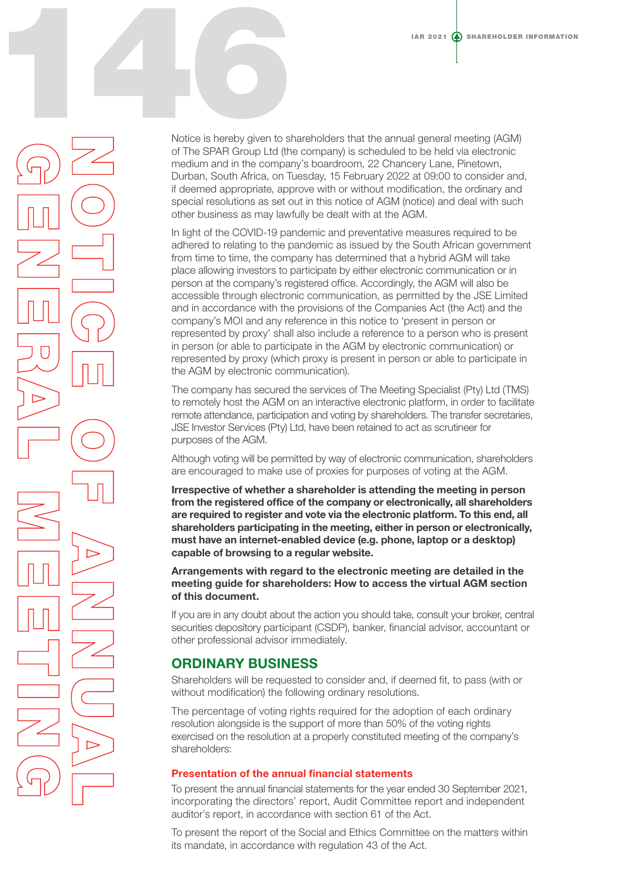# NOTICE OF ANNUAL GENERAL MEETING

Notice is hereby given to shareholders that the annual general meeting (AGM) of The SPAR Group Ltd (the company) is scheduled to be held via electronic medium and in the company's boardroom, 22 Chancery Lane, Pinetown, Durban, South Africa, on Tuesday, 15 February 2022 at 09:00 to consider and, if deemed appropriate, approve with or without modification, the ordinary and special resolutions as set out in this notice of AGM (notice) and deal with such other business as may lawfully be dealt with at the AGM.

In light of the COVID-19 pandemic and preventative measures required to be adhered to relating to the pandemic as issued by the South African government from time to time, the company has determined that a hybrid AGM will take place allowing investors to participate by either electronic communication or in person at the company's registered office. Accordingly, the AGM will also be accessible through electronic communication, as permitted by the JSE Limited and in accordance with the provisions of the Companies Act (the Act) and the company's MOI and any reference in this notice to 'present in person or represented by proxy' shall also include a reference to a person who is present in person (or able to participate in the AGM by electronic communication) or represented by proxy (which proxy is present in person or able to participate in the AGM by electronic communication).

The company has secured the services of The Meeting Specialist (Pty) Ltd (TMS) to remotely host the AGM on an interactive electronic platform, in order to facilitate remote attendance, participation and voting by shareholders. The transfer secretaries, JSE Investor Services (Pty) Ltd, have been retained to act as scrutineer for purposes of the AGM.

Although voting will be permitted by way of electronic communication, shareholders are encouraged to make use of proxies for purposes of voting at the AGM.

**Irrespective of whether a shareholder is attending the meeting in person from the registered office of the company or electronically, all shareholders are required to register and vote via the electronic platform. To this end, all shareholders participating in the meeting, either in person or electronically, must have an internet-enabled device (e.g. phone, laptop or a desktop) capable of browsing to a regular website.**

**Arrangements with regard to the electronic meeting are detailed in the meeting guide for shareholders: How to access the virtual AGM section of this document.**

If you are in any doubt about the action you should take, consult your broker, central securities depository participant (CSDP), banker, financial advisor, accountant or other professional advisor immediately.

## ORDINARY BUSINESS

Shareholders will be requested to consider and, if deemed fit, to pass (with or without modification) the following ordinary resolutions.

The percentage of voting rights required for the adoption of each ordinary resolution alongside is the support of more than 50% of the voting rights exercised on the resolution at a properly constituted meeting of the company's shareholders:

### Presentation of the annual financial statements

To present the annual financial statements for the year ended 30 September 2021, incorporating the directors' report, Audit Committee report and independent auditor's report, in accordance with section 61 of the Act.

To present the report of the Social and Ethics Committee on the matters within its mandate, in accordance with regulation 43 of the Act.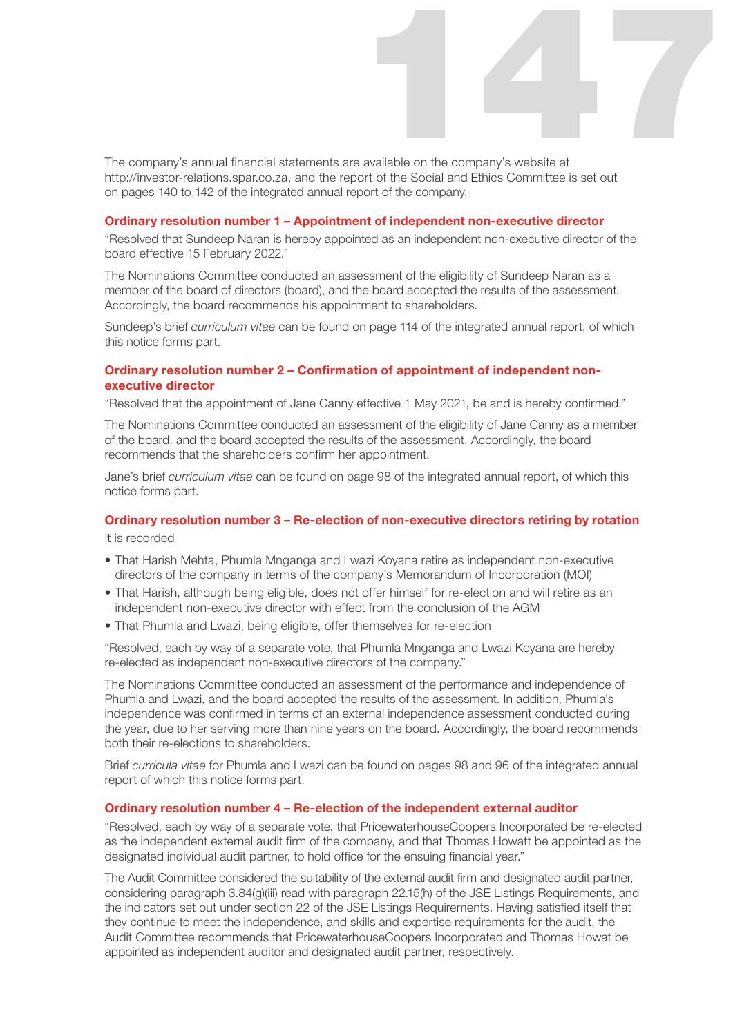The company's annual financial statements are available on the company's website at http://investor-relations.spar.co.za, and the report of the Social and Ethics Committee is set out on pages 140 to 142 of the integrated annual report of the company.

#### Ordinary resolution number 1 – Appointment of independent non-executive director

"Resolved that Sundeep Naran is hereby appointed as an independent non-executive director of the board effective 15 February 2022."

The Nominations Committee conducted an assessment of the eligibility of Sundeep Naran as a member of the board of directors (board), and the board accepted the results of the assessment. Accordingly, the board recommends his appointment to shareholders.

Sundeep's brief *curriculum vitae* can be found on page 114 of the integrated annual report, of which this notice forms part.

#### Ordinary resolution number 2 – Confirmation of appointment of independent non-executive director

"Resolved that the appointment of Jane Canny effective 1 May 2021, be and is hereby confirmed."

The Nominations Committee conducted an assessment of the eligibility of Jane Canny as a member of the board, and the board accepted the results of the assessment. Accordingly, the board recommends that the shareholders confirm her appointment.

Jane's brief *curriculum vitae* can be found on page 98 of the integrated annual report, of which this notice forms part.

#### Ordinary resolution number 3 – Re-election of non-executive directors retiring by rotation

It is recorded

- That Harish Mehta, Phumla Mnganga and Lwazi Koyana retire as independent non-executive directors of the company in terms of the company's Memorandum of Incorporation (MOI)
- That Harish, although being eligible, does not offer himself for re-election and will retire as an independent non-executive director with effect from the conclusion of the AGM
- That Phumla and Lwazi, being eligible, offer themselves for re-election

"Resolved, each by way of a separate vote, that Phumla Mnganga and Lwazi Koyana are hereby re-elected as independent non-executive directors of the company."

The Nominations Committee conducted an assessment of the performance and independence of Phumla and Lwazi, and the board accepted the results of the assessment. In addition, Phumla's independence was confirmed in terms of an external independence assessment conducted during the year, due to her serving more than nine years on the board. Accordingly, the board recommends both their re-elections to shareholders.

Brief *curricula vitae* for Phumla and Lwazi can be found on pages 98 and 96 of the integrated annual report of which this notice forms part.

#### Ordinary resolution number 4 – Re-election of the independent external auditor

"Resolved, each by way of a separate vote, that PricewaterhouseCoopers Incorporated be re-elected as the independent external audit firm of the company, and that Thomas Howatt be appointed as the designated individual audit partner, to hold office for the ensuing financial year."

The Audit Committee considered the suitability of the external audit firm and designated audit partner, considering paragraph 3.84(g)(iii) read with paragraph 22.15(h) of the JSE Listings Requirements, and the indicators set out under section 22 of the JSE Listings Requirements. Having satisfied itself that they continue to meet the independence, and skills and expertise requirements for the audit, the Audit Committee recommends that PricewaterhouseCoopers Incorporated and Thomas Howat be appointed as independent auditor and designated audit partner, respectively.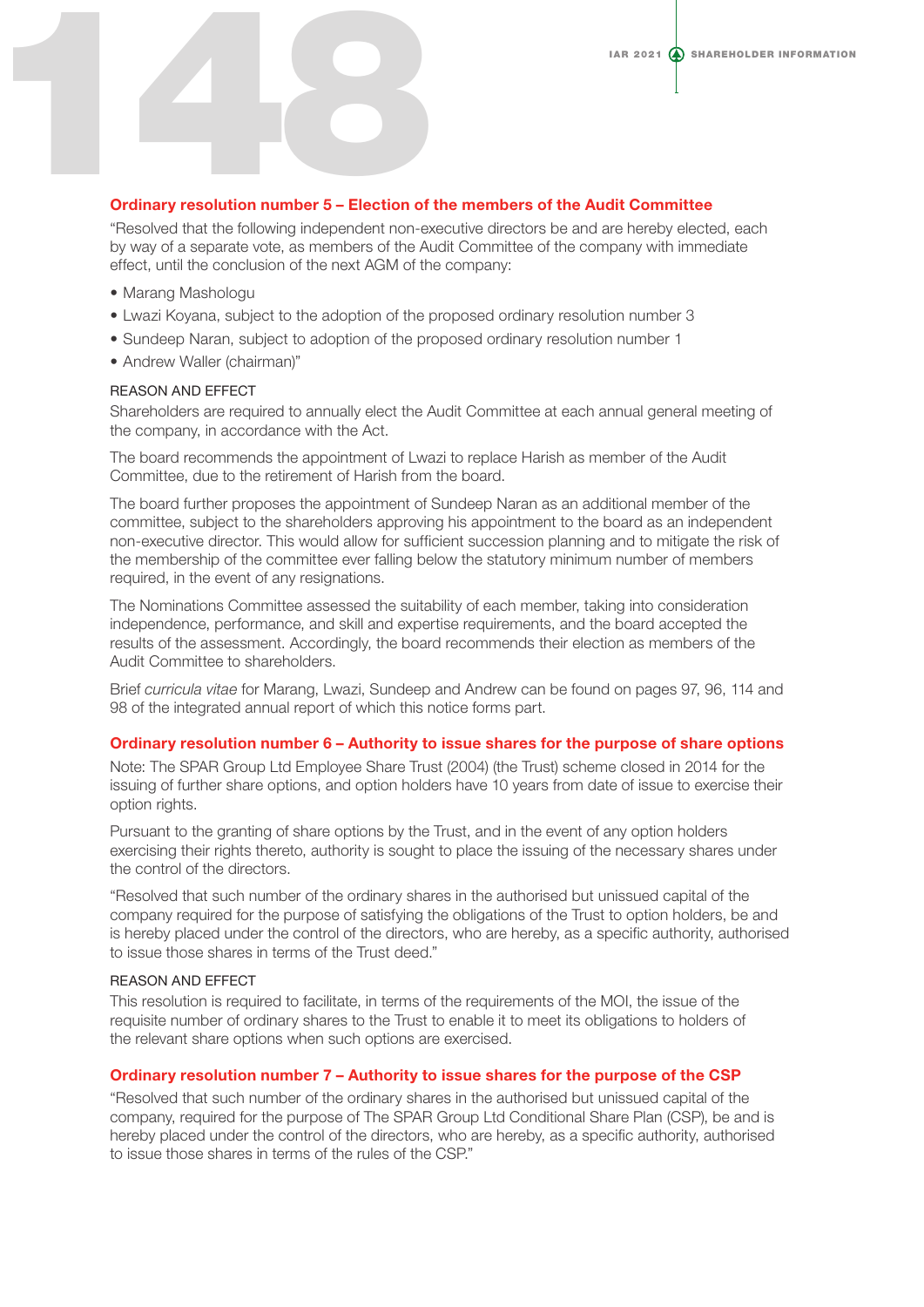## Ordinary resolution number 5 – Election of the members of the Audit Committee

"Resolved that the following independent non-executive directors be and are hereby elected, each by way of a separate vote, as members of the Audit Committee of the company with immediate effect, until the conclusion of the next AGM of the company:

- Marang Mashologu
- Lwazi Koyana, subject to the adoption of the proposed ordinary resolution number 3
- Sundeep Naran, subject to adoption of the proposed ordinary resolution number 1
- Andrew Waller (chairman)"

REASON AND EFFECT

Shareholders are required to annually elect the Audit Committee at each annual general meeting of the company, in accordance with the Act.

The board recommends the appointment of Lwazi to replace Harish as member of the Audit Committee, due to the retirement of Harish from the board.

The board further proposes the appointment of Sundeep Naran as an additional member of the committee, subject to the shareholders approving his appointment to the board as an independent non-executive director. This would allow for sufficient succession planning and to mitigate the risk of the membership of the committee ever falling below the statutory minimum number of members required, in the event of any resignations.

The Nominations Committee assessed the suitability of each member, taking into consideration independence, performance, and skill and expertise requirements, and the board accepted the results of the assessment. Accordingly, the board recommends their election as members of the Audit Committee to shareholders.

Brief *curricula vitae* for Marang, Lwazi, Sundeep and Andrew can be found on pages 97, 96, 114 and 98 of the integrated annual report of which this notice forms part.

## Ordinary resolution number 6 – Authority to issue shares for the purpose of share options

Note: The SPAR Group Ltd Employee Share Trust (2004) (the Trust) scheme closed in 2014 for the issuing of further share options, and option holders have 10 years from date of issue to exercise their option rights.

Pursuant to the granting of share options by the Trust, and in the event of any option holders exercising their rights thereto, authority is sought to place the issuing of the necessary shares under the control of the directors.

"Resolved that such number of the ordinary shares in the authorised but unissued capital of the company required for the purpose of satisfying the obligations of the Trust to option holders, be and is hereby placed under the control of the directors, who are hereby, as a specific authority, authorised to issue those shares in terms of the Trust deed."

REASON AND EFFECT

This resolution is required to facilitate, in terms of the requirements of the MOI, the issue of the requisite number of ordinary shares to the Trust to enable it to meet its obligations to holders of the relevant share options when such options are exercised.

## Ordinary resolution number 7 – Authority to issue shares for the purpose of the CSP

"Resolved that such number of the ordinary shares in the authorised but unissued capital of the company, required for the purpose of The SPAR Group Ltd Conditional Share Plan (CSP), be and is hereby placed under the control of the directors, who are hereby, as a specific authority, authorised to issue those shares in terms of the rules of the CSP."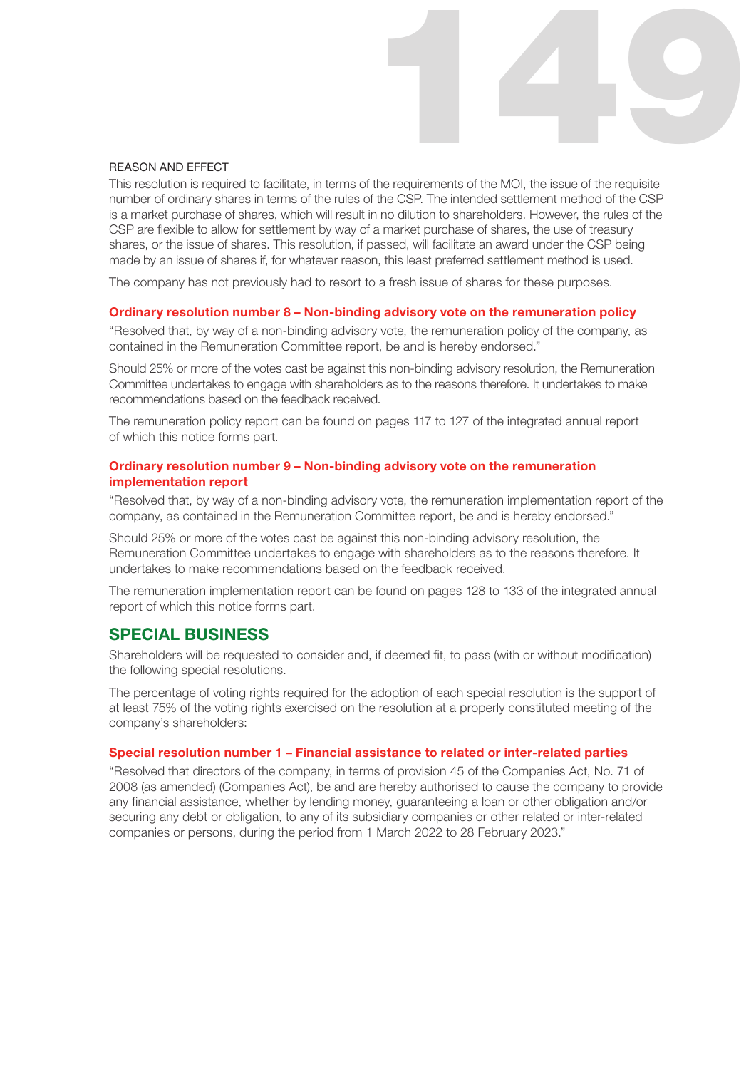REASON AND EFFECT

This resolution is required to facilitate, in terms of the requirements of the MOI, the issue of the requisite number of ordinary shares in terms of the rules of the CSP. The intended settlement method of the CSP is a market purchase of shares, which will result in no dilution to shareholders. However, the rules of the CSP are flexible to allow for settlement by way of a market purchase of shares, the use of treasury shares, or the issue of shares. This resolution, if passed, will facilitate an award under the CSP being made by an issue of shares if, for whatever reason, this least preferred settlement method is used.

The company has not previously had to resort to a fresh issue of shares for these purposes.

### Ordinary resolution number 8 – Non-binding advisory vote on the remuneration policy

"Resolved that, by way of a non-binding advisory vote, the remuneration policy of the company, as contained in the Remuneration Committee report, be and is hereby endorsed."

Should 25% or more of the votes cast be against this non-binding advisory resolution, the Remuneration Committee undertakes to engage with shareholders as to the reasons therefore. It undertakes to make recommendations based on the feedback received.

The remuneration policy report can be found on pages 117 to 127 of the integrated annual report of which this notice forms part.

### Ordinary resolution number 9 – Non-binding advisory vote on the remuneration implementation report

"Resolved that, by way of a non-binding advisory vote, the remuneration implementation report of the company, as contained in the Remuneration Committee report, be and is hereby endorsed."

Should 25% or more of the votes cast be against this non-binding advisory resolution, the Remuneration Committee undertakes to engage with shareholders as to the reasons therefore. It undertakes to make recommendations based on the feedback received.

The remuneration implementation report can be found on pages 128 to 133 of the integrated annual report of which this notice forms part.

## SPECIAL BUSINESS

Shareholders will be requested to consider and, if deemed fit, to pass (with or without modification) the following special resolutions.

The percentage of voting rights required for the adoption of each special resolution is the support of at least 75% of the voting rights exercised on the resolution at a properly constituted meeting of the company's shareholders:

### Special resolution number 1 – Financial assistance to related or inter-related parties

"Resolved that directors of the company, in terms of provision 45 of the Companies Act, No. 71 of 2008 (as amended) (Companies Act), be and are hereby authorised to cause the company to provide any financial assistance, whether by lending money, guaranteeing a loan or other obligation and/or securing any debt or obligation, to any of its subsidiary companies or other related or inter-related companies or persons, during the period from 1 March 2022 to 28 February 2023."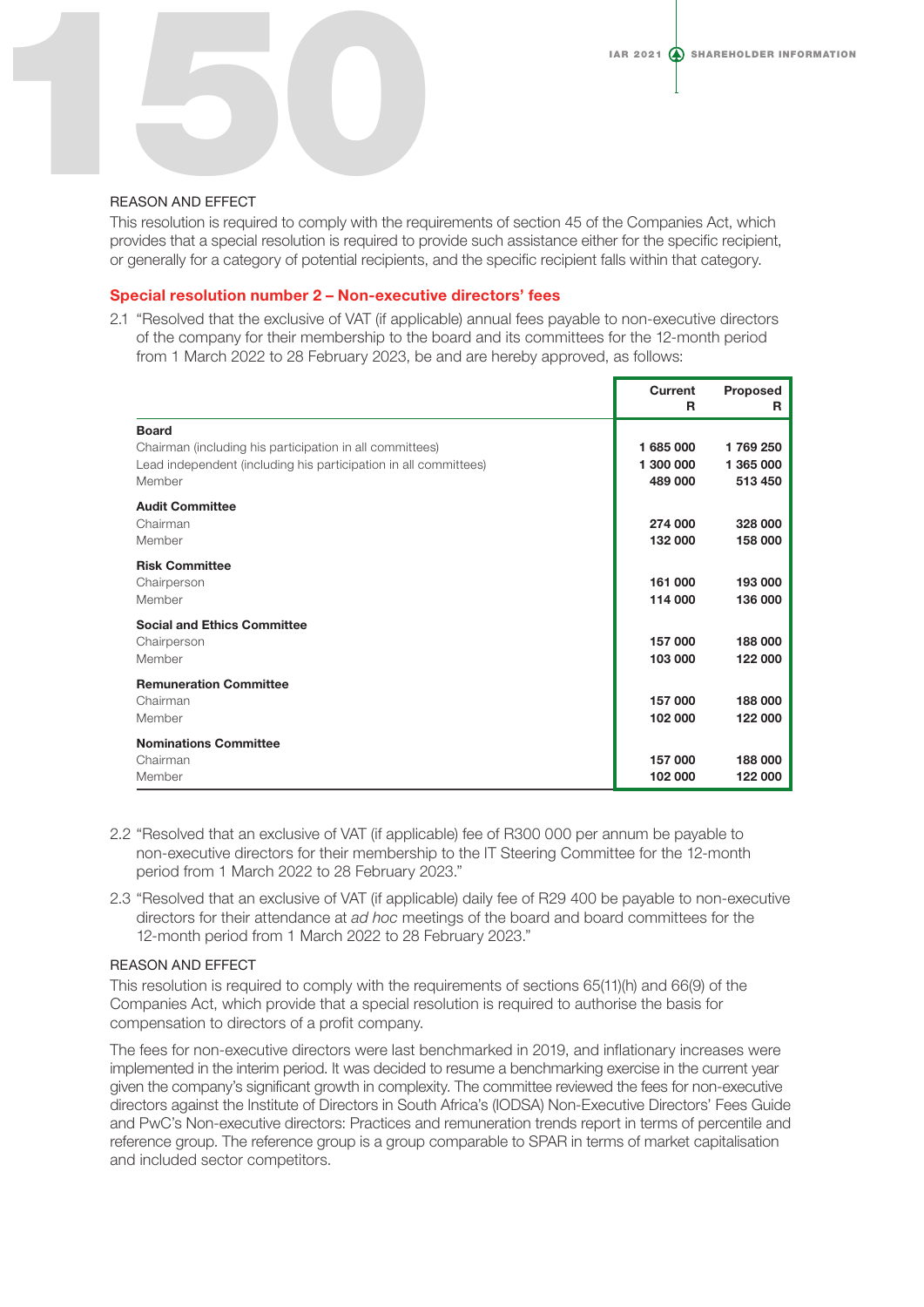REASON AND EFFECT

This resolution is required to comply with the requirements of section 45 of the Companies Act, which provides that a special resolution is required to provide such assistance either for the specific recipient, or generally for a category of potential recipients, and the specific recipient falls within that category.

## Special resolution number 2 – Non-executive directors' fees

2.1 "Resolved that the exclusive of VAT (if applicable) annual fees payable to non-executive directors of the company for their membership to the board and its committees for the 12-month period from 1 March 2022 to 28 February 2023, be and are hereby approved, as follows:

| | Current R | Proposed R |
|---|---|---|
| **Board** | | |
| Chairman (including his participation in all committees) | 1 685 000 | 1 769 250 |
| Lead independent (including his participation in all committees) | 1 300 000 | 1 365 000 |
| Member | 489 000 | 513 450 |
| **Audit Committee** | | |
| Chairman | 274 000 | 328 000 |
| Member | 132 000 | 158 000 |
| **Risk Committee** | | |
| Chairperson | 161 000 | 193 000 |
| Member | 114 000 | 136 000 |
| **Social and Ethics Committee** | | |
| Chairperson | 157 000 | 188 000 |
| Member | 103 000 | 122 000 |
| **Remuneration Committee** | | |
| Chairman | 157 000 | 188 000 |
| Member | 102 000 | 122 000 |
| **Nominations Committee** | | |
| Chairman | 157 000 | 188 000 |
| Member | 102 000 | 122 000 |

2.2 "Resolved that an exclusive of VAT (if applicable) fee of R300 000 per annum be payable to non-executive directors for their membership to the IT Steering Committee for the 12-month period from 1 March 2022 to 28 February 2023."

2.3 "Resolved that an exclusive of VAT (if applicable) daily fee of R29 400 be payable to non-executive directors for their attendance at *ad hoc* meetings of the board and board committees for the 12-month period from 1 March 2022 to 28 February 2023."

REASON AND EFFECT

This resolution is required to comply with the requirements of sections 65(11)(h) and 66(9) of the Companies Act, which provide that a special resolution is required to authorise the basis for compensation to directors of a profit company.

The fees for non-executive directors were last benchmarked in 2019, and inflationary increases were implemented in the interim period. It was decided to resume a benchmarking exercise in the current year given the company's significant growth in complexity. The committee reviewed the fees for non-executive directors against the Institute of Directors in South Africa's (IODSA) Non-Executive Directors' Fees Guide and PwC's Non-executive directors: Practices and remuneration trends report in terms of percentile and reference group. The reference group is a group comparable to SPAR in terms of market capitalisation and included sector competitors.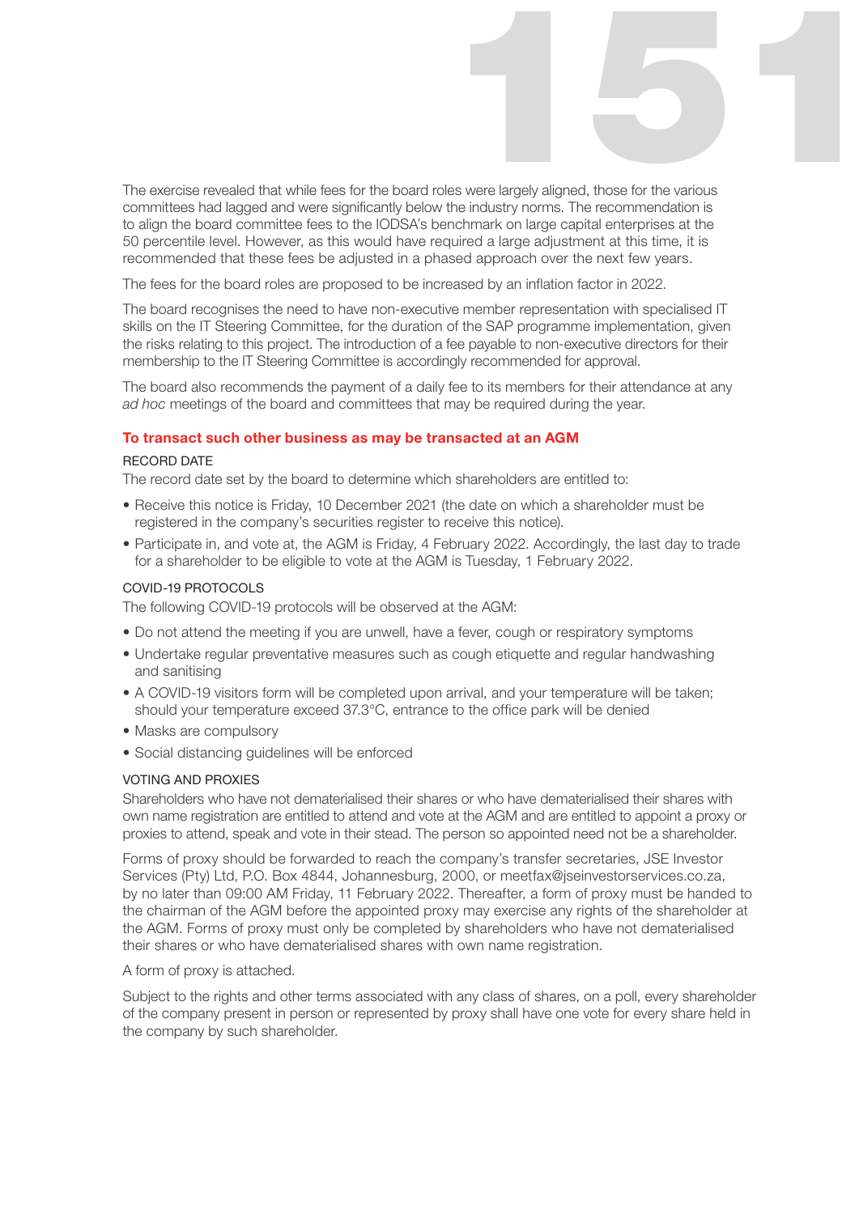The exercise revealed that while fees for the board roles were largely aligned, those for the various committees had lagged and were significantly below the industry norms. The recommendation is to align the board committee fees to the IODSA's benchmark on large capital enterprises at the 50 percentile level. However, as this would have required a large adjustment at this time, it is recommended that these fees be adjusted in a phased approach over the next few years.

The fees for the board roles are proposed to be increased by an inflation factor in 2022.

The board recognises the need to have non-executive member representation with specialised IT skills on the IT Steering Committee, for the duration of the SAP programme implementation, given the risks relating to this project. The introduction of a fee payable to non-executive directors for their membership to the IT Steering Committee is accordingly recommended for approval.

The board also recommends the payment of a daily fee to its members for their attendance at any *ad hoc* meetings of the board and committees that may be required during the year.

## To transact such other business as may be transacted at an AGM

### RECORD DATE

The record date set by the board to determine which shareholders are entitled to:

- Receive this notice is Friday, 10 December 2021 (the date on which a shareholder must be registered in the company's securities register to receive this notice).
- Participate in, and vote at, the AGM is Friday, 4 February 2022. Accordingly, the last day to trade for a shareholder to be eligible to vote at the AGM is Tuesday, 1 February 2022.

### COVID-19 PROTOCOLS

The following COVID-19 protocols will be observed at the AGM:

- Do not attend the meeting if you are unwell, have a fever, cough or respiratory symptoms
- Undertake regular preventative measures such as cough etiquette and regular handwashing and sanitising
- A COVID-19 visitors form will be completed upon arrival, and your temperature will be taken; should your temperature exceed 37.3°C, entrance to the office park will be denied
- Masks are compulsory
- Social distancing guidelines will be enforced

### VOTING AND PROXIES

Shareholders who have not dematerialised their shares or who have dematerialised their shares with own name registration are entitled to attend and vote at the AGM and are entitled to appoint a proxy or proxies to attend, speak and vote in their stead. The person so appointed need not be a shareholder.

Forms of proxy should be forwarded to reach the company's transfer secretaries, JSE Investor Services (Pty) Ltd, P.O. Box 4844, Johannesburg, 2000, or meetfax@jseinvestorservices.co.za, by no later than 09:00 AM Friday, 11 February 2022. Thereafter, a form of proxy must be handed to the chairman of the AGM before the appointed proxy may exercise any rights of the shareholder at the AGM. Forms of proxy must only be completed by shareholders who have not dematerialised their shares or who have dematerialised shares with own name registration.

A form of proxy is attached.

Subject to the rights and other terms associated with any class of shares, on a poll, every shareholder of the company present in person or represented by proxy shall have one vote for every share held in the company by such shareholder.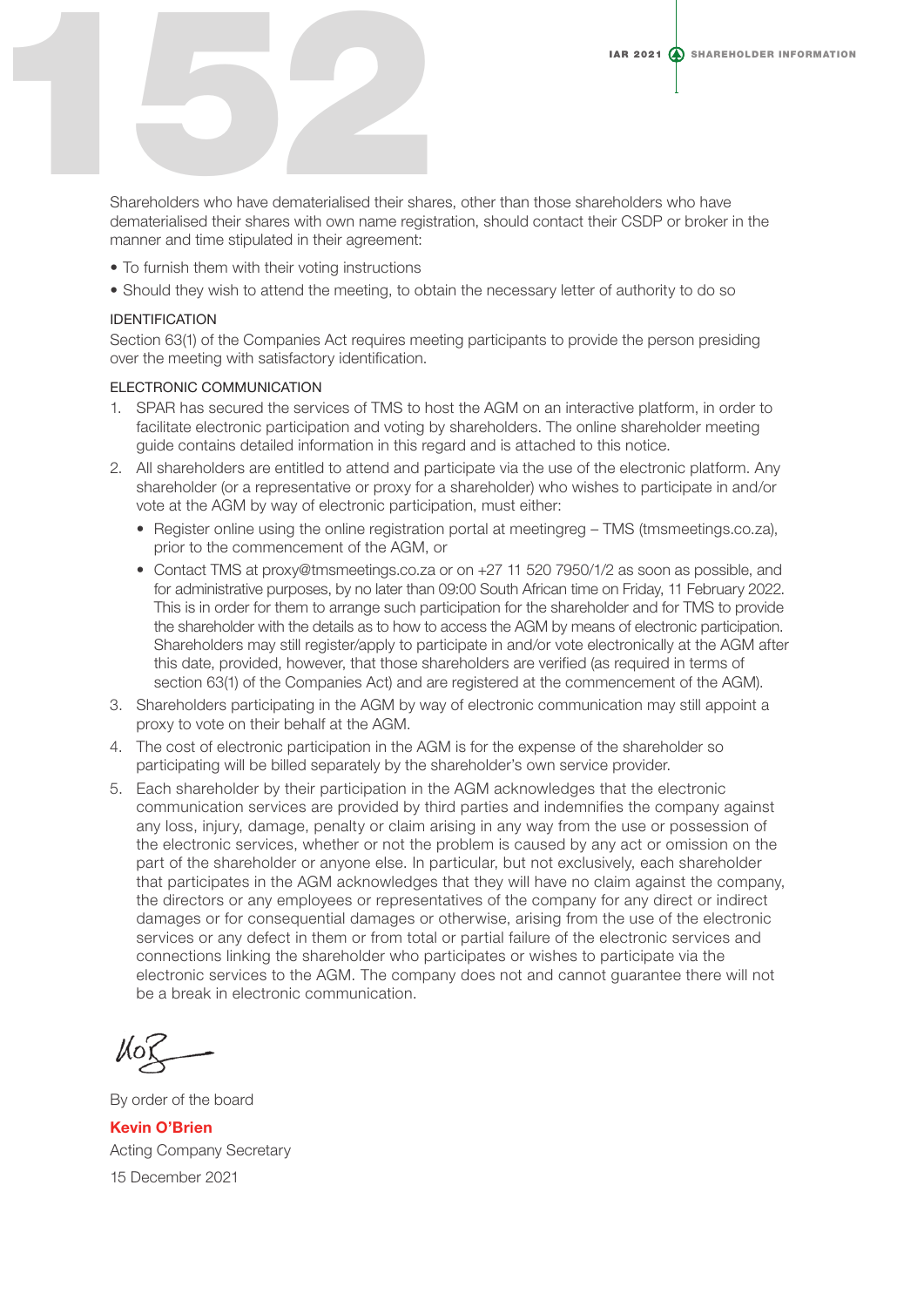Shareholders who have dematerialised their shares, other than those shareholders who have dematerialised their shares with own name registration, should contact their CSDP or broker in the manner and time stipulated in their agreement:

- To furnish them with their voting instructions
- Should they wish to attend the meeting, to obtain the necessary letter of authority to do so

IDENTIFICATION

Section 63(1) of the Companies Act requires meeting participants to provide the person presiding over the meeting with satisfactory identification.

ELECTRONIC COMMUNICATION

1. SPAR has secured the services of TMS to host the AGM on an interactive platform, in order to facilitate electronic participation and voting by shareholders. The online shareholder meeting guide contains detailed information in this regard and is attached to this notice.
2. All shareholders are entitled to attend and participate via the use of the electronic platform. Any shareholder (or a representative or proxy for a shareholder) who wishes to participate in and/or vote at the AGM by way of electronic participation, must either:
   - Register online using the online registration portal at meetingreg – TMS (tmsmeetings.co.za), prior to the commencement of the AGM, or
   - Contact TMS at proxy@tmsmeetings.co.za or on +27 11 520 7950/1/2 as soon as possible, and for administrative purposes, by no later than 09:00 South African time on Friday, 11 February 2022. This is in order for them to arrange such participation for the shareholder and for TMS to provide the shareholder with the details as to how to access the AGM by means of electronic participation. Shareholders may still register/apply to participate in and/or vote electronically at the AGM after this date, provided, however, that those shareholders are verified (as required in terms of section 63(1) of the Companies Act) and are registered at the commencement of the AGM).
3. Shareholders participating in the AGM by way of electronic communication may still appoint a proxy to vote on their behalf at the AGM.
4. The cost of electronic participation in the AGM is for the expense of the shareholder so participating will be billed separately by the shareholder's own service provider.
5. Each shareholder by their participation in the AGM acknowledges that the electronic communication services are provided by third parties and indemnifies the company against any loss, injury, damage, penalty or claim arising in any way from the use or possession of the electronic services, whether or not the problem is caused by any act or omission on the part of the shareholder or anyone else. In particular, but not exclusively, each shareholder that participates in the AGM acknowledges that they will have no claim against the company, the directors or any employees or representatives of the company for any direct or indirect damages or for consequential damages or otherwise, arising from the use of the electronic services or any defect in them or from total or partial failure of the electronic services and connections linking the shareholder who participates or wishes to participate via the electronic services to the AGM. The company does not and cannot guarantee there will not be a break in electronic communication.

By order of the board

**Kevin O'Brien**

Acting Company Secretary

15 December 2021